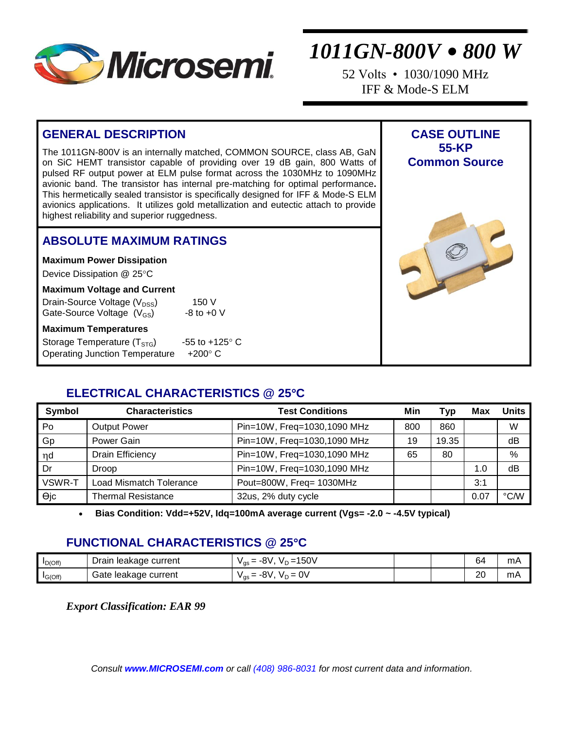# 1011GN-800V • 800 W

52 Volts • 1030/1090 MHz
IFF & Mode-S ELM

## GENERAL DESCRIPTION

The 1011GN-800V is an internally matched, COMMON SOURCE, class AB, GaN on SiC HEMT transistor capable of providing over 19 dB gain, 800 Watts of pulsed RF output power at ELM pulse format across the 1030MHz to 1090MHz avionic band. The transistor has internal pre-matching for optimal performance. This hermetically sealed transistor is specifically designed for IFF & Mode-S ELM avionics applications. It utilizes gold metallization and eutectic attach to provide highest reliability and superior ruggedness.

## CASE OUTLINE

**55-KP**
**Common Source**

## ABSOLUTE MAXIMUM RATINGS

**Maximum Power Dissipation**

Device Dissipation @ 25°C

**Maximum Voltage and Current**

Drain-Source Voltage ($V_{DSS}$) 150 V
Gate-Source Voltage ($V_{GS}$) -8 to +0 V

**Maximum Temperatures**

Storage Temperature ($T_{STG}$) -55 to +125° C
Operating Junction Temperature +200° C

## ELECTRICAL CHARACTERISTICS @ 25°C

| Symbol | Characteristics | Test Conditions | Min | Typ | Max | Units |
|---|---|---|---|---|---|---|
| Po | Output Power | Pin=10W, Freq=1030,1090 MHz | 800 | 860 | | W |
| Gp | Power Gain | Pin=10W, Freq=1030,1090 MHz | 19 | 19.35 | | dB |
| ηd | Drain Efficiency | Pin=10W, Freq=1030,1090 MHz | 65 | 80 | | % |
| Dr | Droop | Pin=10W, Freq=1030,1090 MHz | | | 1.0 | dB |
| VSWR-T | Load Mismatch Tolerance | Pout=800W, Freq= 1030MHz | | | 3:1 | |
| θjc | Thermal Resistance | 32us, 2% duty cycle | | | 0.07 | °C/W |

- **Bias Condition: Vdd=+52V, Idq=100mA average current (Vgs= -2.0 ~ -4.5V typical)**

## FUNCTIONAL CHARACTERISTICS @ 25°C

| Symbol | Characteristics | Test Conditions | Min | Typ | Max | Units |
|---|---|---|---|---|---|---|
| $I_{D(Off)}$ | Drain leakage current | $V_{gs}$ = -8V, $V_D$ =150V | | | 64 | mA |
| $I_{G(Off)}$ | Gate leakage current | $V_{gs}$ = -8V, $V_D$ = 0V | | | 20 | mA |

*Export Classification: EAR 99*

*Consult **www.MICROSEMI.com** or call (408) 986-8031 for most current data and information.*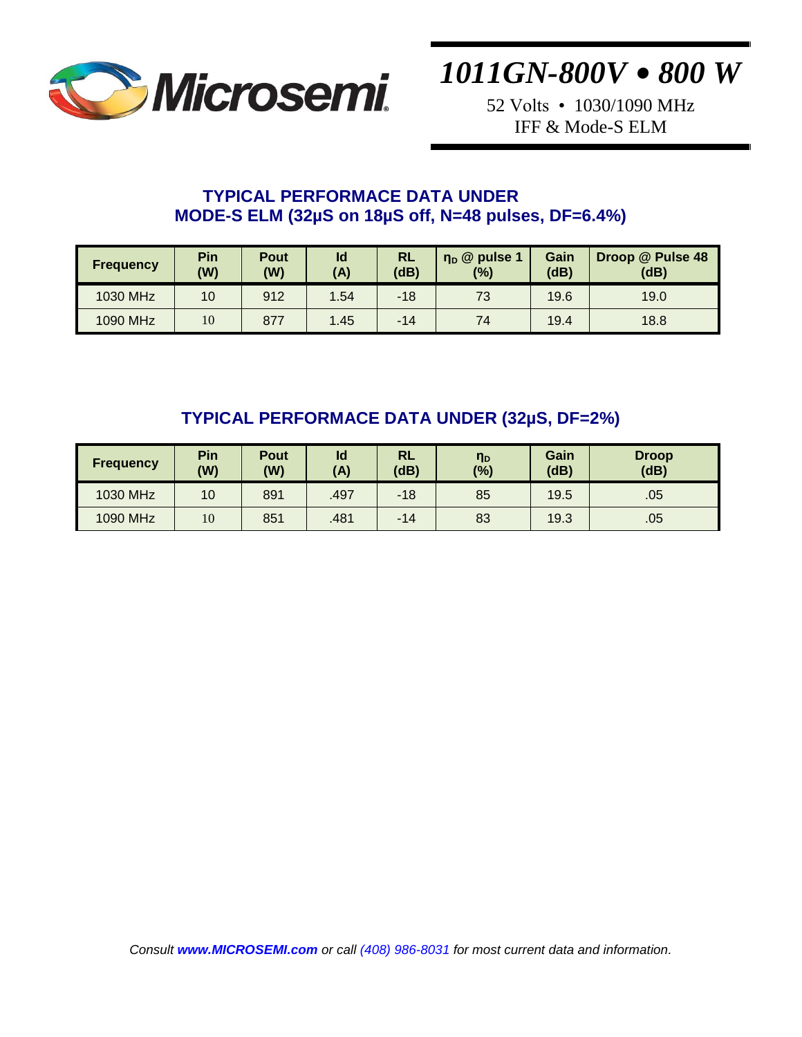# 1011GN-800V • 800 W

52 Volts • 1030/1090 MHz
IFF & Mode-S ELM

## TYPICAL PERFORMACE DATA UNDER MODE-S ELM (32µS on 18µS off, N=48 pulses, DF=6.4%)

| Frequency | Pin (W) | Pout (W) | Id (A) | RL (dB) | $\eta_D$ @ pulse 1 (%) | Gain (dB) | Droop @ Pulse 48 (dB) |
|---|---|---|---|---|---|---|---|
| 1030 MHz | 10 | 912 | 1.54 | -18 | 73 | 19.6 | 19.0 |
| 1090 MHz | 10 | 877 | 1.45 | -14 | 74 | 19.4 | 18.8 |

## TYPICAL PERFORMACE DATA UNDER (32µS, DF=2%)

| Frequency | Pin (W) | Pout (W) | Id (A) | RL (dB) | $\eta_D$ (%) | Gain (dB) | Droop (dB) |
|---|---|---|---|---|---|---|---|
| 1030 MHz | 10 | 891 | .497 | -18 | 85 | 19.5 | .05 |
| 1090 MHz | 10 | 851 | .481 | -14 | 83 | 19.3 | .05 |

*Consult **www.MICROSEMI.com** or call (408) 986-8031 for most current data and information.*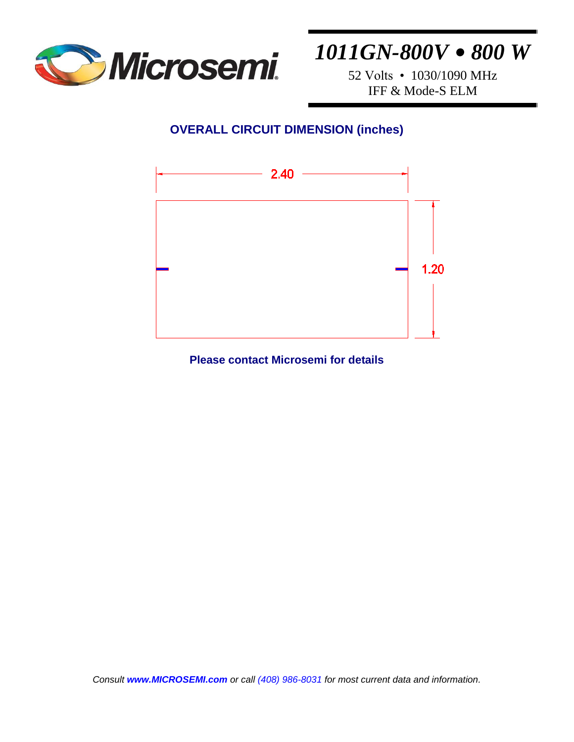# 1011GN-800V • 800 W

52 Volts • 1030/1090 MHz
IFF & Mode-S ELM

## OVERALL CIRCUIT DIMENSION (inches)

2.40

1.20

**Please contact Microsemi for details**

*Consult **www.MICROSEMI.com** or call (408) 986-8031 for most current data and information.*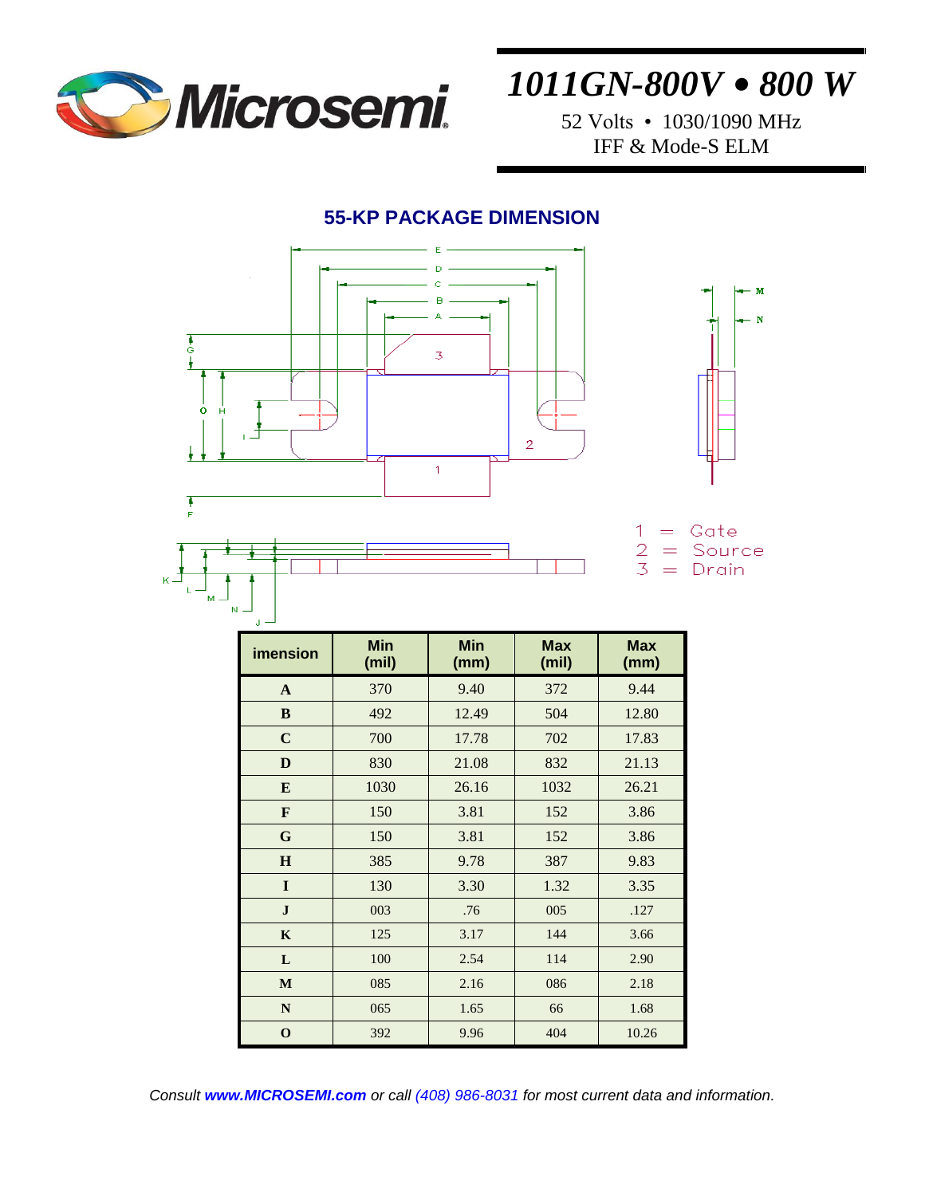# 1011GN-800V • 800 W

52 Volts • 1030/1090 MHz
IFF & Mode-S ELM

## 55-KP PACKAGE DIMENSION

1 = Gate
2 = Source
3 = Drain

| imension | Min (mil) | Min (mm) | Max (mil) | Max (mm) |
|---|---|---|---|---|
| **A** | 370 | 9.40 | 372 | 9.44 |
| **B** | 492 | 12.49 | 504 | 12.80 |
| **C** | 700 | 17.78 | 702 | 17.83 |
| **D** | 830 | 21.08 | 832 | 21.13 |
| **E** | 1030 | 26.16 | 1032 | 26.21 |
| **F** | 150 | 3.81 | 152 | 3.86 |
| **G** | 150 | 3.81 | 152 | 3.86 |
| **H** | 385 | 9.78 | 387 | 9.83 |
| **I** | 130 | 3.30 | 1.32 | 3.35 |
| **J** | 003 | .76 | 005 | .127 |
| **K** | 125 | 3.17 | 144 | 3.66 |
| **L** | 100 | 2.54 | 114 | 2.90 |
| **M** | 085 | 2.16 | 086 | 2.18 |
| **N** | 065 | 1.65 | 66 | 1.68 |
| **O** | 392 | 9.96 | 404 | 10.26 |

*Consult **www.MICROSEMI.com** or call (408) 986-8031 for most current data and information.*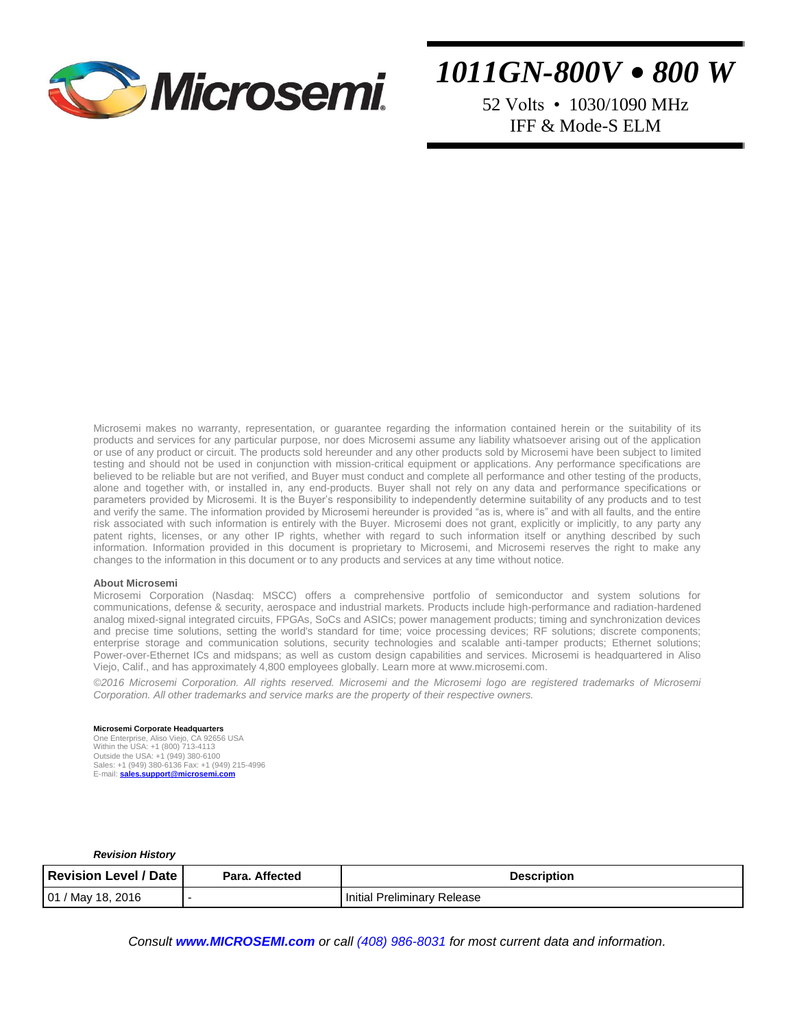# 1011GN-800V • 800 W

52 Volts • 1030/1090 MHz
IFF & Mode-S ELM

Microsemi makes no warranty, representation, or guarantee regarding the information contained herein or the suitability of its products and services for any particular purpose, nor does Microsemi assume any liability whatsoever arising out of the application or use of any product or circuit. The products sold hereunder and any other products sold by Microsemi have been subject to limited testing and should not be used in conjunction with mission-critical equipment or applications. Any performance specifications are believed to be reliable but are not verified, and Buyer must conduct and complete all performance and other testing of the products, alone and together with, or installed in, any end-products. Buyer shall not rely on any data and performance specifications or parameters provided by Microsemi. It is the Buyer's responsibility to independently determine suitability of any products and to test and verify the same. The information provided by Microsemi hereunder is provided "as is, where is" and with all faults, and the entire risk associated with such information is entirely with the Buyer. Microsemi does not grant, explicitly or implicitly, to any party any patent rights, licenses, or any other IP rights, whether with regard to such information itself or anything described by such information. Information provided in this document is proprietary to Microsemi, and Microsemi reserves the right to make any changes to the information in this document or to any products and services at any time without notice.

**About Microsemi**

Microsemi Corporation (Nasdaq: MSCC) offers a comprehensive portfolio of semiconductor and system solutions for communications, defense & security, aerospace and industrial markets. Products include high-performance and radiation-hardened analog mixed-signal integrated circuits, FPGAs, SoCs and ASICs; power management products; timing and synchronization devices and precise time solutions, setting the world's standard for time; voice processing devices; RF solutions; discrete components; enterprise storage and communication solutions, security technologies and scalable anti-tamper products; Ethernet solutions; Power-over-Ethernet ICs and midspans; as well as custom design capabilities and services. Microsemi is headquartered in Aliso Viejo, Calif., and has approximately 4,800 employees globally. Learn more at www.microsemi.com.

*©2016 Microsemi Corporation. All rights reserved. Microsemi and the Microsemi logo are registered trademarks of Microsemi Corporation. All other trademarks and service marks are the property of their respective owners.*

**Microsemi Corporate Headquarters**
One Enterprise, Aliso Viejo, CA 92656 USA
Within the USA: +1 (800) 713-4113
Outside the USA: +1 (949) 380-6100
Sales: +1 (949) 380-6136 Fax: +1 (949) 215-4996
E-mail: **sales.support@microsemi.com**

***Revision History***

| Revision Level / Date | Para. Affected | Description |
|---|---|---|
| 01 / May 18, 2016 | - | Initial Preliminary Release |

*Consult **www.MICROSEMI.com** or call (408) 986-8031 for most current data and information.*